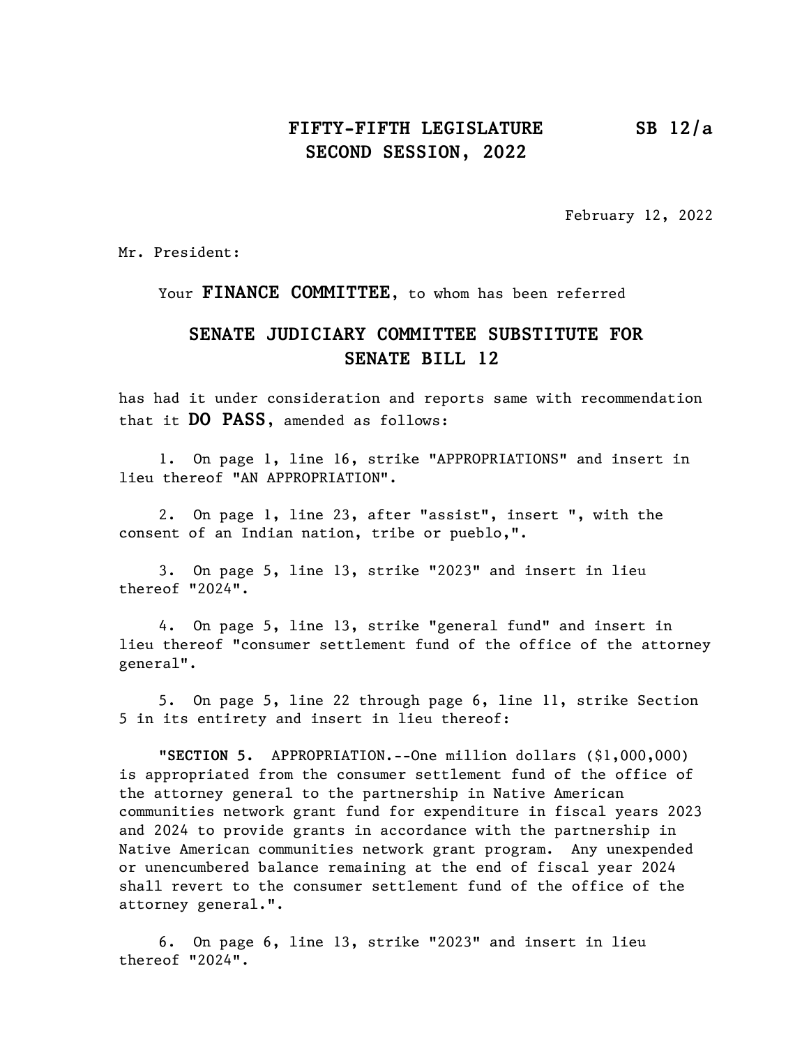**FIFTY-FIFTH LEGISLATURE** **SB 12/a**
**SECOND SESSION, 2022**

February 12, 2022

Mr. President:

Your **FINANCE COMMITTEE**, to whom has been referred

**SENATE JUDICIARY COMMITTEE SUBSTITUTE FOR SENATE BILL 12**

has had it under consideration and reports same with recommendation that it **DO PASS**, amended as follows:

1. On page 1, line 16, strike "APPROPRIATIONS" and insert in lieu thereof "AN APPROPRIATION".

2. On page 1, line 23, after "assist", insert ", with the consent of an Indian nation, tribe or pueblo,".

3. On page 5, line 13, strike "2023" and insert in lieu thereof "2024".

4. On page 5, line 13, strike "general fund" and insert in lieu thereof "consumer settlement fund of the office of the attorney general".

5. On page 5, line 22 through page 6, line 11, strike Section 5 in its entirety and insert in lieu thereof:

"**SECTION 5.** APPROPRIATION.--One million dollars ($1,000,000) is appropriated from the consumer settlement fund of the office of the attorney general to the partnership in Native American communities network grant fund for expenditure in fiscal years 2023 and 2024 to provide grants in accordance with the partnership in Native American communities network grant program. Any unexpended or unencumbered balance remaining at the end of fiscal year 2024 shall revert to the consumer settlement fund of the office of the attorney general.".

6. On page 6, line 13, strike "2023" and insert in lieu thereof "2024".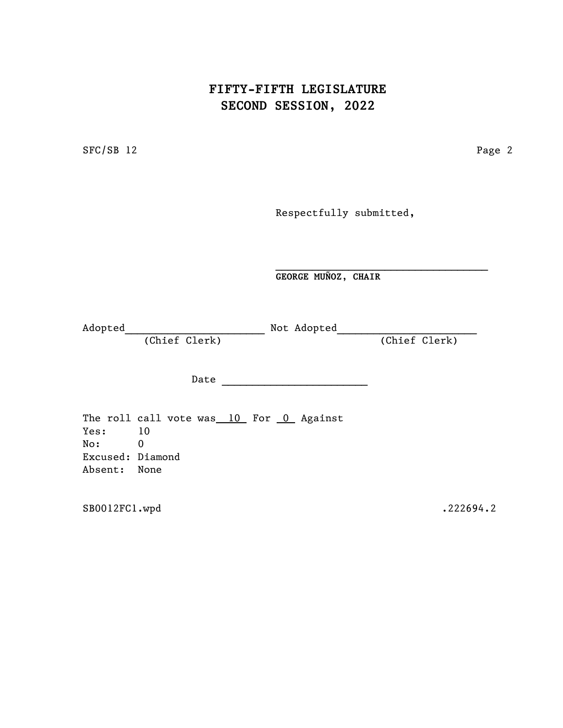# FIFTY-FIFTH LEGISLATURE
# SECOND SESSION, 2022

SFC/SB 12

Respectfully submitted,

___________________________________
**GEORGE MUÑOZ, CHAIR**

Adopted_______________________ Not Adopted_______________________
(Chief Clerk) (Chief Clerk)

Date ________________________

The roll call vote was__10__ For __0__ Against
Yes: 10
No: 0
Excused: Diamond
Absent: None

SB0012FC1.wpd .222694.2